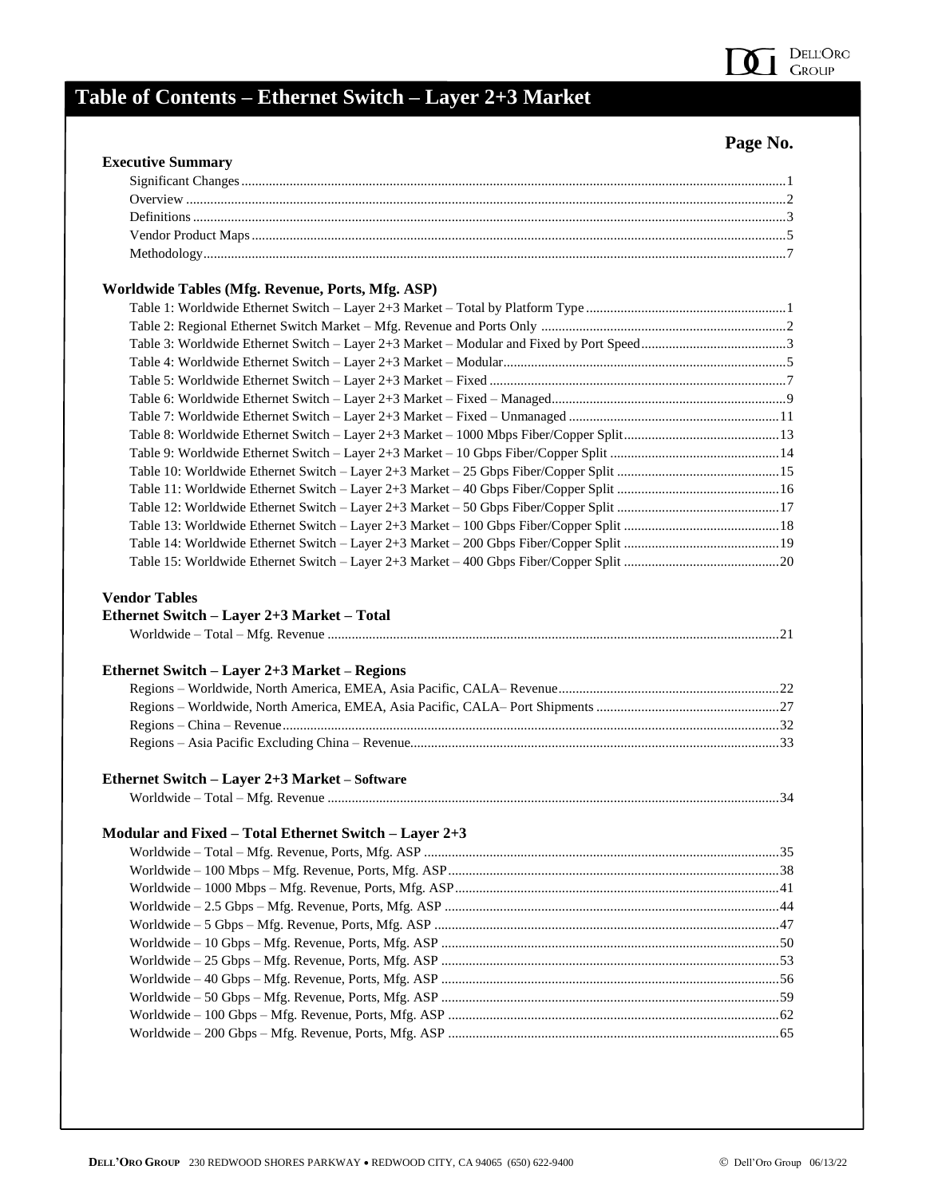# Table of Contents – Ethernet Switch – Layer 2+3 Market

**Page No.**

## Executive Summary

- Significant Changes ... 1
- Overview ... 2
- Definitions ... 3
- Vendor Product Maps ... 5
- Methodology ... 7

## Worldwide Tables (Mfg. Revenue, Ports, Mfg. ASP)

- Table 1: Worldwide Ethernet Switch – Layer 2+3 Market – Total by Platform Type ... 1
- Table 2: Regional Ethernet Switch Market – Mfg. Revenue and Ports Only ... 2
- Table 3: Worldwide Ethernet Switch – Layer 2+3 Market – Modular and Fixed by Port Speed ... 3
- Table 4: Worldwide Ethernet Switch – Layer 2+3 Market – Modular ... 5
- Table 5: Worldwide Ethernet Switch – Layer 2+3 Market – Fixed ... 7
- Table 6: Worldwide Ethernet Switch – Layer 2+3 Market – Fixed – Managed ... 9
- Table 7: Worldwide Ethernet Switch – Layer 2+3 Market – Fixed – Unmanaged ... 11
- Table 8: Worldwide Ethernet Switch – Layer 2+3 Market – 1000 Mbps Fiber/Copper Split ... 13
- Table 9: Worldwide Ethernet Switch – Layer 2+3 Market – 10 Gbps Fiber/Copper Split ... 14
- Table 10: Worldwide Ethernet Switch – Layer 2+3 Market – 25 Gbps Fiber/Copper Split ... 15
- Table 11: Worldwide Ethernet Switch – Layer 2+3 Market – 40 Gbps Fiber/Copper Split ... 16
- Table 12: Worldwide Ethernet Switch – Layer 2+3 Market – 50 Gbps Fiber/Copper Split ... 17
- Table 13: Worldwide Ethernet Switch – Layer 2+3 Market – 100 Gbps Fiber/Copper Split ... 18
- Table 14: Worldwide Ethernet Switch – Layer 2+3 Market – 200 Gbps Fiber/Copper Split ... 19
- Table 15: Worldwide Ethernet Switch – Layer 2+3 Market – 400 Gbps Fiber/Copper Split ... 20

## Vendor Tables

### Ethernet Switch – Layer 2+3 Market – Total

- Worldwide – Total – Mfg. Revenue ... 21

### Ethernet Switch – Layer 2+3 Market – Regions

- Regions – Worldwide, North America, EMEA, Asia Pacific, CALA– Revenue ... 22
- Regions – Worldwide, North America, EMEA, Asia Pacific, CALA– Port Shipments ... 27
- Regions – China – Revenue ... 32
- Regions – Asia Pacific Excluding China – Revenue ... 33

### Ethernet Switch – Layer 2+3 Market – Software

- Worldwide – Total – Mfg. Revenue ... 34

### Modular and Fixed – Total Ethernet Switch – Layer 2+3

- Worldwide – Total – Mfg. Revenue, Ports, Mfg. ASP ... 35
- Worldwide – 100 Mbps – Mfg. Revenue, Ports, Mfg. ASP ... 38
- Worldwide – 1000 Mbps – Mfg. Revenue, Ports, Mfg. ASP ... 41
- Worldwide – 2.5 Gbps – Mfg. Revenue, Ports, Mfg. ASP ... 44
- Worldwide – 5 Gbps – Mfg. Revenue, Ports, Mfg. ASP ... 47
- Worldwide – 10 Gbps – Mfg. Revenue, Ports, Mfg. ASP ... 50
- Worldwide – 25 Gbps – Mfg. Revenue, Ports, Mfg. ASP ... 53
- Worldwide – 40 Gbps – Mfg. Revenue, Ports, Mfg. ASP ... 56
- Worldwide – 50 Gbps – Mfg. Revenue, Ports, Mfg. ASP ... 59
- Worldwide – 100 Gbps – Mfg. Revenue, Ports, Mfg. ASP ... 62
- Worldwide – 200 Gbps – Mfg. Revenue, Ports, Mfg. ASP ... 65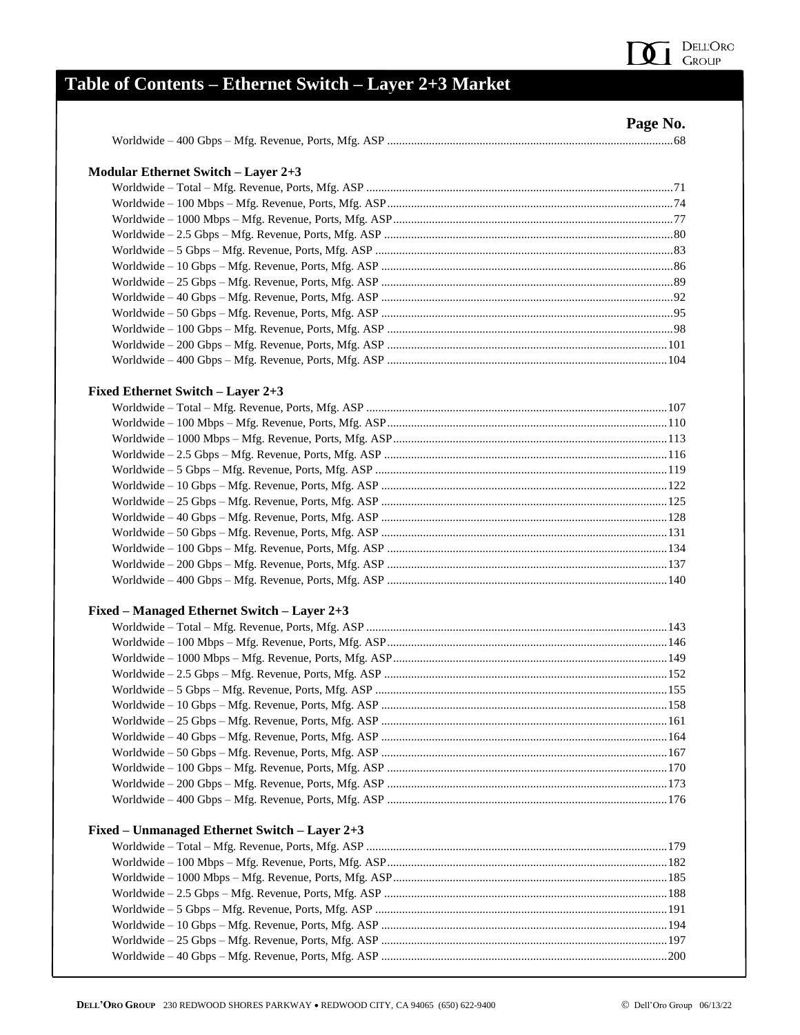# Table of Contents – Ethernet Switch – Layer 2+3 Market

**Page No.**

Worldwide – 400 Gbps – Mfg. Revenue, Ports, Mfg. ASP ........ 68

### Modular Ethernet Switch – Layer 2+3

Worldwide – Total – Mfg. Revenue, Ports, Mfg. ASP ........ 71
Worldwide – 100 Mbps – Mfg. Revenue, Ports, Mfg. ASP ........ 74
Worldwide – 1000 Mbps – Mfg. Revenue, Ports, Mfg. ASP ........ 77
Worldwide – 2.5 Gbps – Mfg. Revenue, Ports, Mfg. ASP ........ 80
Worldwide – 5 Gbps – Mfg. Revenue, Ports, Mfg. ASP ........ 83
Worldwide – 10 Gbps – Mfg. Revenue, Ports, Mfg. ASP ........ 86
Worldwide – 25 Gbps – Mfg. Revenue, Ports, Mfg. ASP ........ 89
Worldwide – 40 Gbps – Mfg. Revenue, Ports, Mfg. ASP ........ 92
Worldwide – 50 Gbps – Mfg. Revenue, Ports, Mfg. ASP ........ 95
Worldwide – 100 Gbps – Mfg. Revenue, Ports, Mfg. ASP ........ 98
Worldwide – 200 Gbps – Mfg. Revenue, Ports, Mfg. ASP ........ 101
Worldwide – 400 Gbps – Mfg. Revenue, Ports, Mfg. ASP ........ 104

### Fixed Ethernet Switch – Layer 2+3

Worldwide – Total – Mfg. Revenue, Ports, Mfg. ASP ........ 107
Worldwide – 100 Mbps – Mfg. Revenue, Ports, Mfg. ASP ........ 110
Worldwide – 1000 Mbps – Mfg. Revenue, Ports, Mfg. ASP ........ 113
Worldwide – 2.5 Gbps – Mfg. Revenue, Ports, Mfg. ASP ........ 116
Worldwide – 5 Gbps – Mfg. Revenue, Ports, Mfg. ASP ........ 119
Worldwide – 10 Gbps – Mfg. Revenue, Ports, Mfg. ASP ........ 122
Worldwide – 25 Gbps – Mfg. Revenue, Ports, Mfg. ASP ........ 125
Worldwide – 40 Gbps – Mfg. Revenue, Ports, Mfg. ASP ........ 128
Worldwide – 50 Gbps – Mfg. Revenue, Ports, Mfg. ASP ........ 131
Worldwide – 100 Gbps – Mfg. Revenue, Ports, Mfg. ASP ........ 134
Worldwide – 200 Gbps – Mfg. Revenue, Ports, Mfg. ASP ........ 137
Worldwide – 400 Gbps – Mfg. Revenue, Ports, Mfg. ASP ........ 140

### Fixed – Managed Ethernet Switch – Layer 2+3

Worldwide – Total – Mfg. Revenue, Ports, Mfg. ASP ........ 143
Worldwide – 100 Mbps – Mfg. Revenue, Ports, Mfg. ASP ........ 146
Worldwide – 1000 Mbps – Mfg. Revenue, Ports, Mfg. ASP ........ 149
Worldwide – 2.5 Gbps – Mfg. Revenue, Ports, Mfg. ASP ........ 152
Worldwide – 5 Gbps – Mfg. Revenue, Ports, Mfg. ASP ........ 155
Worldwide – 10 Gbps – Mfg. Revenue, Ports, Mfg. ASP ........ 158
Worldwide – 25 Gbps – Mfg. Revenue, Ports, Mfg. ASP ........ 161
Worldwide – 40 Gbps – Mfg. Revenue, Ports, Mfg. ASP ........ 164
Worldwide – 50 Gbps – Mfg. Revenue, Ports, Mfg. ASP ........ 167
Worldwide – 100 Gbps – Mfg. Revenue, Ports, Mfg. ASP ........ 170
Worldwide – 200 Gbps – Mfg. Revenue, Ports, Mfg. ASP ........ 173
Worldwide – 400 Gbps – Mfg. Revenue, Ports, Mfg. ASP ........ 176

### Fixed – Unmanaged Ethernet Switch – Layer 2+3

Worldwide – Total – Mfg. Revenue, Ports, Mfg. ASP ........ 179
Worldwide – 100 Mbps – Mfg. Revenue, Ports, Mfg. ASP ........ 182
Worldwide – 1000 Mbps – Mfg. Revenue, Ports, Mfg. ASP ........ 185
Worldwide – 2.5 Gbps – Mfg. Revenue, Ports, Mfg. ASP ........ 188
Worldwide – 5 Gbps – Mfg. Revenue, Ports, Mfg. ASP ........ 191
Worldwide – 10 Gbps – Mfg. Revenue, Ports, Mfg. ASP ........ 194
Worldwide – 25 Gbps – Mfg. Revenue, Ports, Mfg. ASP ........ 197
Worldwide – 40 Gbps – Mfg. Revenue, Ports, Mfg. ASP ........ 200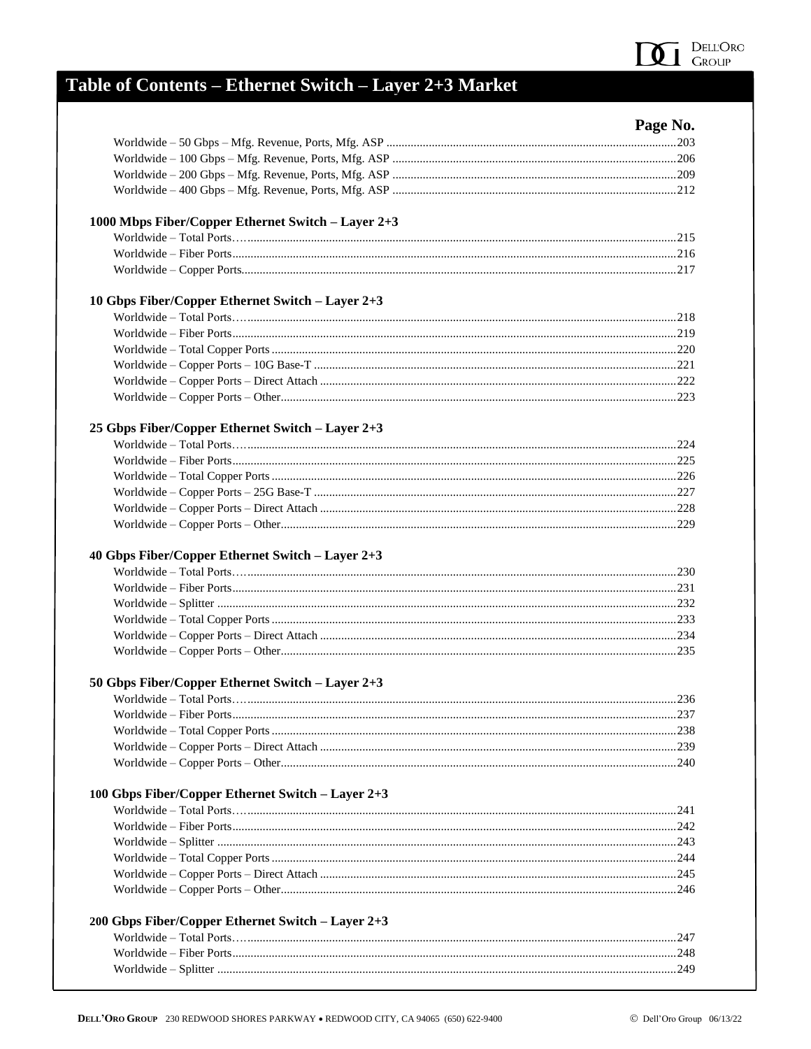# Table of Contents – Ethernet Switch – Layer 2+3 Market

| | Page No. |
|---|---|
| Worldwide – 50 Gbps – Mfg. Revenue, Ports, Mfg. ASP | 203 |
| Worldwide – 100 Gbps – Mfg. Revenue, Ports, Mfg. ASP | 206 |
| Worldwide – 200 Gbps – Mfg. Revenue, Ports, Mfg. ASP | 209 |
| Worldwide – 400 Gbps – Mfg. Revenue, Ports, Mfg. ASP | 212 |

**1000 Mbps Fiber/Copper Ethernet Switch – Layer 2+3**

| | |
|---|---|
| Worldwide – Total Ports | 215 |
| Worldwide – Fiber Ports | 216 |
| Worldwide – Copper Ports | 217 |

**10 Gbps Fiber/Copper Ethernet Switch – Layer 2+3**

| | |
|---|---|
| Worldwide – Total Ports | 218 |
| Worldwide – Fiber Ports | 219 |
| Worldwide – Total Copper Ports | 220 |
| Worldwide – Copper Ports – 10G Base-T | 221 |
| Worldwide – Copper Ports – Direct Attach | 222 |
| Worldwide – Copper Ports – Other | 223 |

**25 Gbps Fiber/Copper Ethernet Switch – Layer 2+3**

| | |
|---|---|
| Worldwide – Total Ports | 224 |
| Worldwide – Fiber Ports | 225 |
| Worldwide – Total Copper Ports | 226 |
| Worldwide – Copper Ports – 25G Base-T | 227 |
| Worldwide – Copper Ports – Direct Attach | 228 |
| Worldwide – Copper Ports – Other | 229 |

**40 Gbps Fiber/Copper Ethernet Switch – Layer 2+3**

| | |
|---|---|
| Worldwide – Total Ports | 230 |
| Worldwide – Fiber Ports | 231 |
| Worldwide – Splitter | 232 |
| Worldwide – Total Copper Ports | 233 |
| Worldwide – Copper Ports – Direct Attach | 234 |
| Worldwide – Copper Ports – Other | 235 |

**50 Gbps Fiber/Copper Ethernet Switch – Layer 2+3**

| | |
|---|---|
| Worldwide – Total Ports | 236 |
| Worldwide – Fiber Ports | 237 |
| Worldwide – Total Copper Ports | 238 |
| Worldwide – Copper Ports – Direct Attach | 239 |
| Worldwide – Copper Ports – Other | 240 |

**100 Gbps Fiber/Copper Ethernet Switch – Layer 2+3**

| | |
|---|---|
| Worldwide – Total Ports | 241 |
| Worldwide – Fiber Ports | 242 |
| Worldwide – Splitter | 243 |
| Worldwide – Total Copper Ports | 244 |
| Worldwide – Copper Ports – Direct Attach | 245 |
| Worldwide – Copper Ports – Other | 246 |

**200 Gbps Fiber/Copper Ethernet Switch – Layer 2+3**

| | |
|---|---|
| Worldwide – Total Ports | 247 |
| Worldwide – Fiber Ports | 248 |
| Worldwide – Splitter | 249 |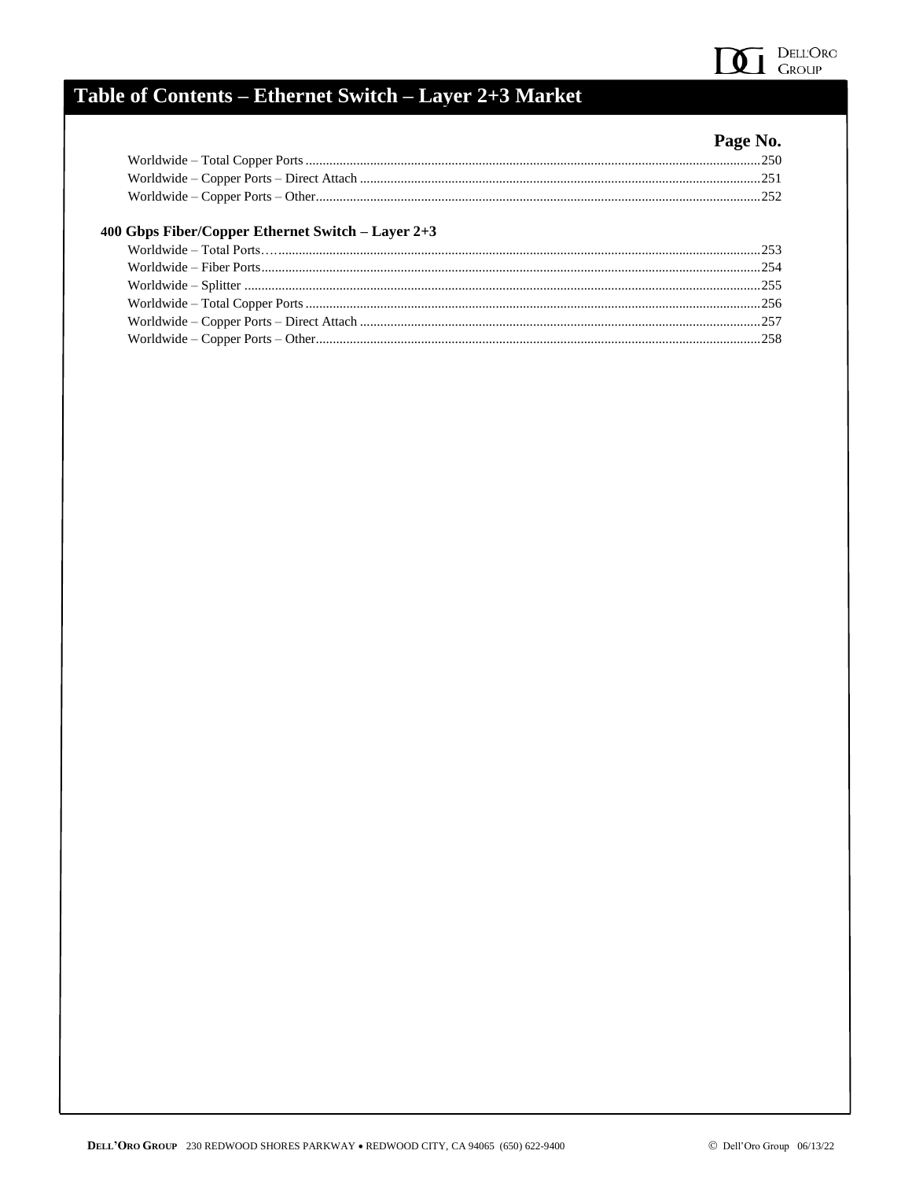# Table of Contents – Ethernet Switch – Layer 2+3 Market

**Page No.**

Worldwide – Total Copper Ports ........................................................ 250
Worldwide – Copper Ports – Direct Attach ........................................ 251
Worldwide – Copper Ports – Other.................................................... 252

### 400 Gbps Fiber/Copper Ethernet Switch – Layer 2+3

Worldwide – Total Ports…................................................................ 253
Worldwide – Fiber Ports.................................................................... 254
Worldwide – Splitter ......................................................................... 255
Worldwide – Total Copper Ports ........................................................ 256
Worldwide – Copper Ports – Direct Attach ........................................ 257
Worldwide – Copper Ports – Other.................................................... 258